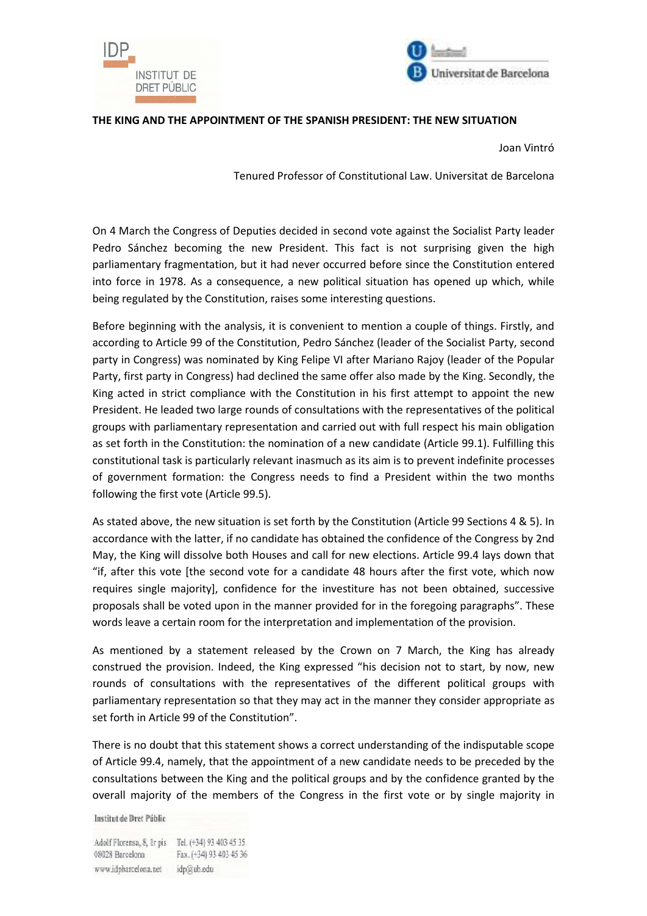**THE KING AND THE APPOINTMENT OF THE SPANISH PRESIDENT: THE NEW SITUATION**

Joan Vintró

Tenured Professor of Constitutional Law. Universitat de Barcelona

On 4 March the Congress of Deputies decided in second vote against the Socialist Party leader Pedro Sánchez becoming the new President. This fact is not surprising given the high parliamentary fragmentation, but it had never occurred before since the Constitution entered into force in 1978. As a consequence, a new political situation has opened up which, while being regulated by the Constitution, raises some interesting questions.

Before beginning with the analysis, it is convenient to mention a couple of things. Firstly, and according to Article 99 of the Constitution, Pedro Sánchez (leader of the Socialist Party, second party in Congress) was nominated by King Felipe VI after Mariano Rajoy (leader of the Popular Party, first party in Congress) had declined the same offer also made by the King. Secondly, the King acted in strict compliance with the Constitution in his first attempt to appoint the new President. He leaded two large rounds of consultations with the representatives of the political groups with parliamentary representation and carried out with full respect his main obligation as set forth in the Constitution: the nomination of a new candidate (Article 99.1). Fulfilling this constitutional task is particularly relevant inasmuch as its aim is to prevent indefinite processes of government formation: the Congress needs to find a President within the two months following the first vote (Article 99.5).

As stated above, the new situation is set forth by the Constitution (Article 99 Sections 4 & 5). In accordance with the latter, if no candidate has obtained the confidence of the Congress by 2nd May, the King will dissolve both Houses and call for new elections. Article 99.4 lays down that "if, after this vote [the second vote for a candidate 48 hours after the first vote, which now requires single majority], confidence for the investiture has not been obtained, successive proposals shall be voted upon in the manner provided for in the foregoing paragraphs". These words leave a certain room for the interpretation and implementation of the provision.

As mentioned by a statement released by the Crown on 7 March, the King has already construed the provision. Indeed, the King expressed "his decision not to start, by now, new rounds of consultations with the representatives of the different political groups with parliamentary representation so that they may act in the manner they consider appropriate as set forth in Article 99 of the Constitution".

There is no doubt that this statement shows a correct understanding of the indisputable scope of Article 99.4, namely, that the appointment of a new candidate needs to be preceded by the consultations between the King and the political groups and by the confidence granted by the overall majority of the members of the Congress in the first vote or by single majority in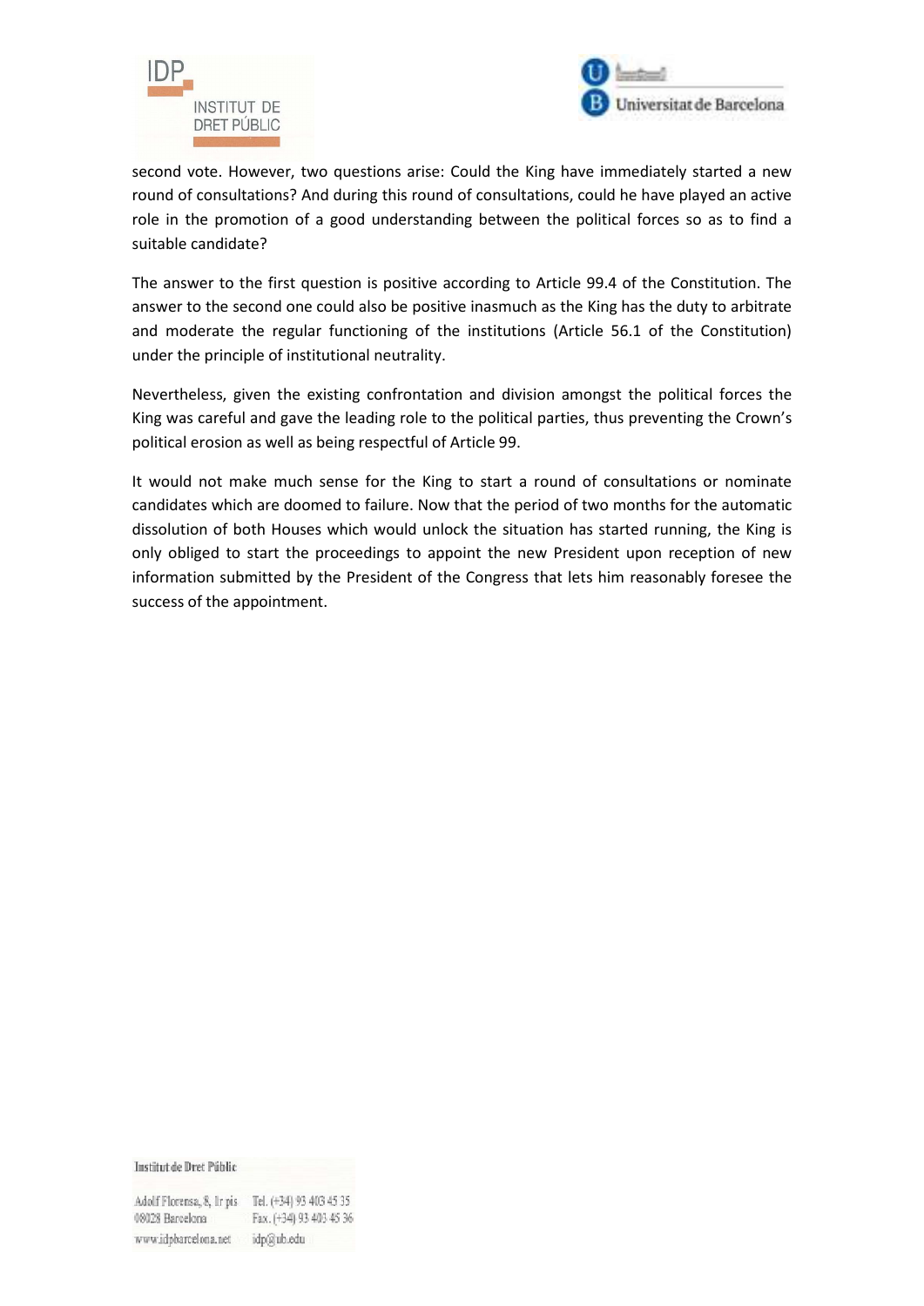second vote. However, two questions arise: Could the King have immediately started a new round of consultations? And during this round of consultations, could he have played an active role in the promotion of a good understanding between the political forces so as to find a suitable candidate?

The answer to the first question is positive according to Article 99.4 of the Constitution. The answer to the second one could also be positive inasmuch as the King has the duty to arbitrate and moderate the regular functioning of the institutions (Article 56.1 of the Constitution) under the principle of institutional neutrality.

Nevertheless, given the existing confrontation and division amongst the political forces the King was careful and gave the leading role to the political parties, thus preventing the Crown's political erosion as well as being respectful of Article 99.

It would not make much sense for the King to start a round of consultations or nominate candidates which are doomed to failure. Now that the period of two months for the automatic dissolution of both Houses which would unlock the situation has started running, the King is only obliged to start the proceedings to appoint the new President upon reception of new information submitted by the President of the Congress that lets him reasonably foresee the success of the appointment.